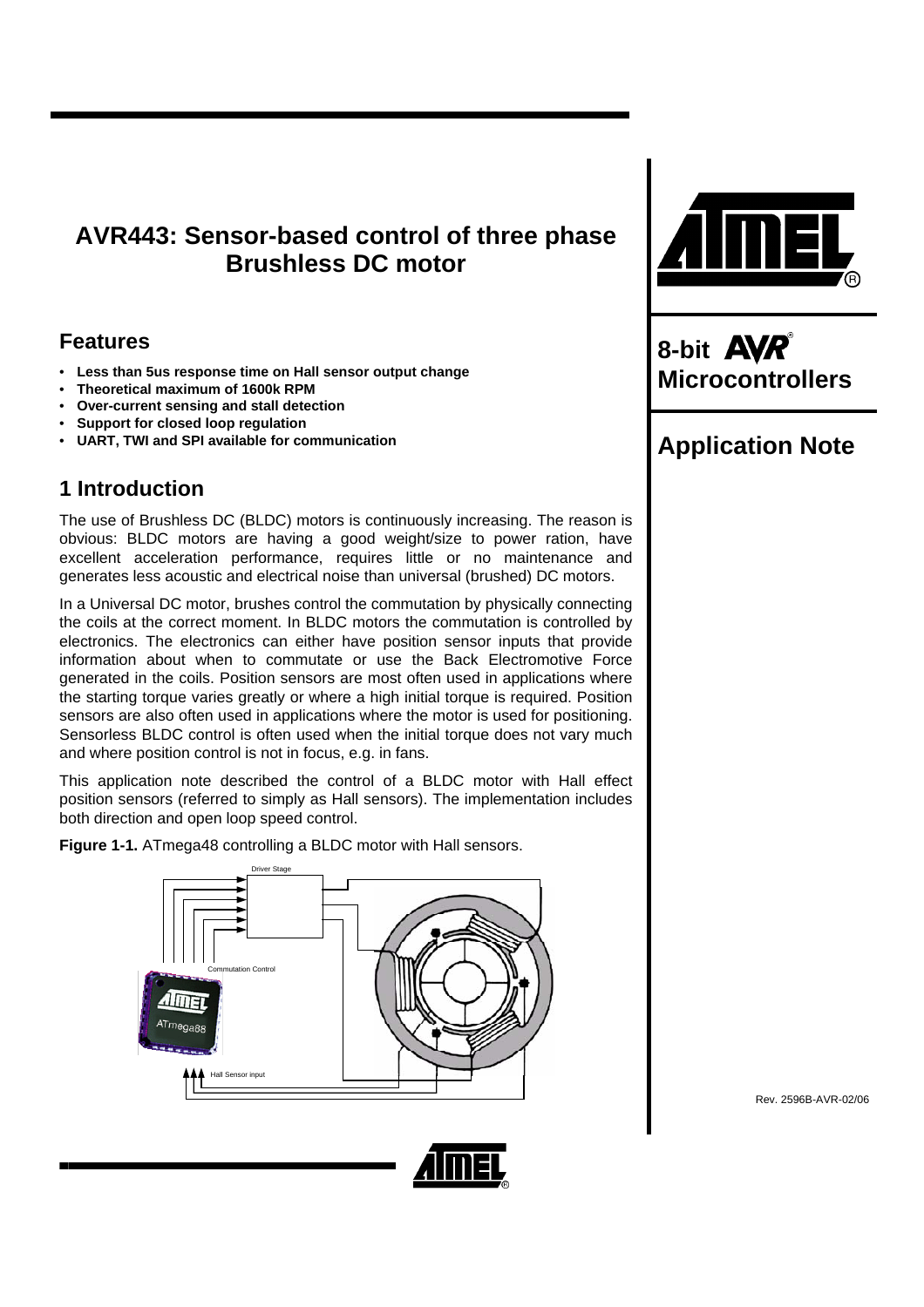# AVR443: Sensor-based control of three phase Brushless DC motor

**8-bit AVR® Microcontrollers**

**Application Note**

## Features

- **Less than 5us response time on Hall sensor output change**
- **Theoretical maximum of 1600k RPM**
- **Over-current sensing and stall detection**
- **Support for closed loop regulation**
- **UART, TWI and SPI available for communication**

## 1 Introduction

The use of Brushless DC (BLDC) motors is continuously increasing. The reason is obvious: BLDC motors are having a good weight/size to power ration, have excellent acceleration performance, requires little or no maintenance and generates less acoustic and electrical noise than universal (brushed) DC motors.

In a Universal DC motor, brushes control the commutation by physically connecting the coils at the correct moment. In BLDC motors the commutation is controlled by electronics. The electronics can either have position sensor inputs that provide information about when to commutate or use the Back Electromotive Force generated in the coils. Position sensors are most often used in applications where the starting torque varies greatly or where a high initial torque is required. Position sensors are also often used in applications where the motor is used for positioning. Sensorless BLDC control is often used when the initial torque does not vary much and where position control is not in focus, e.g. in fans.

This application note described the control of a BLDC motor with Hall effect position sensors (referred to simply as Hall sensors). The implementation includes both direction and open loop speed control.

**Figure 1-1.** ATmega48 controlling a BLDC motor with Hall sensors.

Driver Stage

Commutation Control

Hall Sensor input

Rev. 2596B-AVR-02/06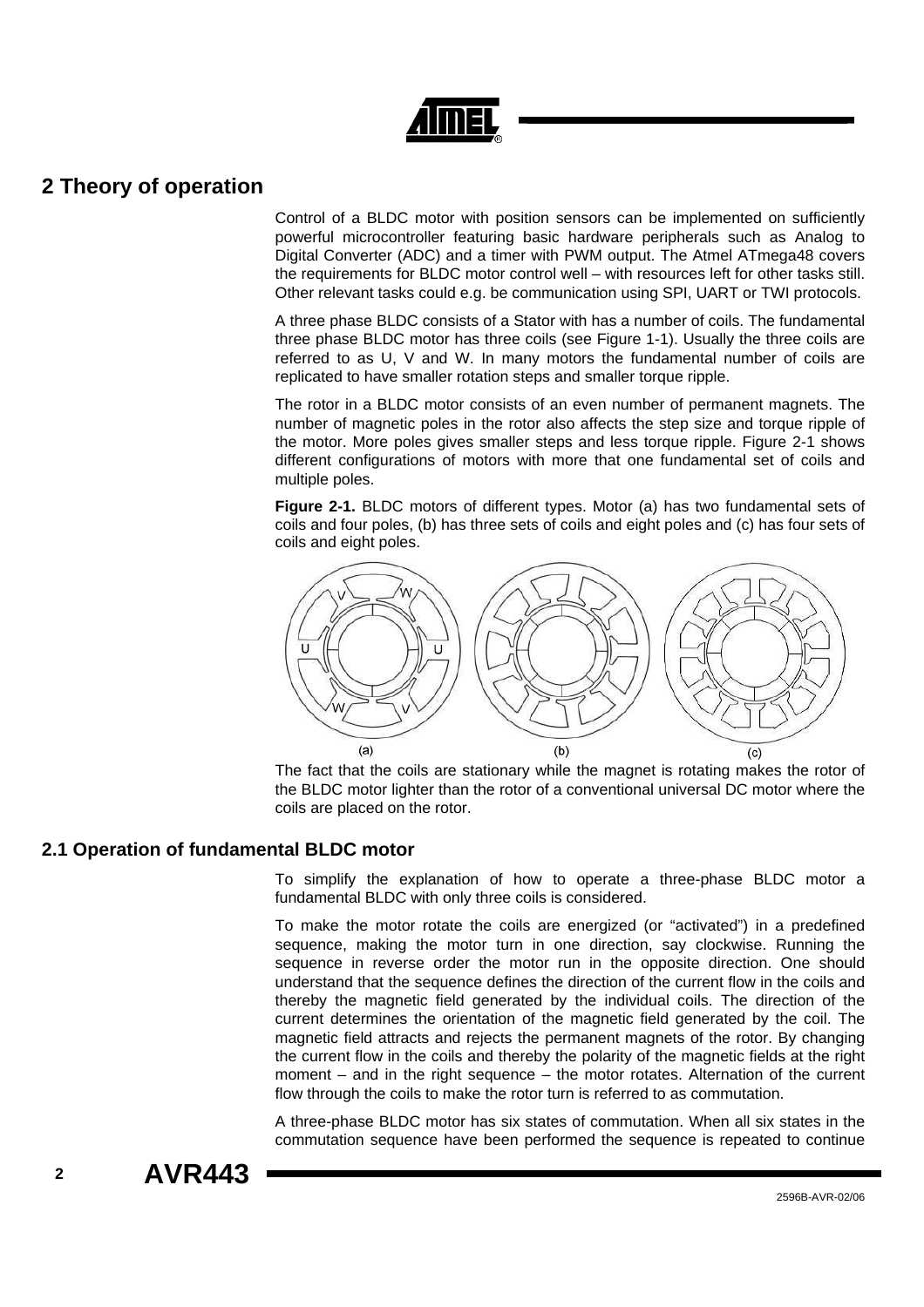## 2 Theory of operation

Control of a BLDC motor with position sensors can be implemented on sufficiently powerful microcontroller featuring basic hardware peripherals such as Analog to Digital Converter (ADC) and a timer with PWM output. The Atmel ATmega48 covers the requirements for BLDC motor control well – with resources left for other tasks still. Other relevant tasks could e.g. be communication using SPI, UART or TWI protocols.

A three phase BLDC consists of a Stator with has a number of coils. The fundamental three phase BLDC motor has three coils (see Figure 1-1). Usually the three coils are referred to as U, V and W. In many motors the fundamental number of coils are replicated to have smaller rotation steps and smaller torque ripple.

The rotor in a BLDC motor consists of an even number of permanent magnets. The number of magnetic poles in the rotor also affects the step size and torque ripple of the motor. More poles gives smaller steps and less torque ripple. Figure 2-1 shows different configurations of motors with more that one fundamental set of coils and multiple poles.

**Figure 2-1.** BLDC motors of different types. Motor (a) has two fundamental sets of coils and four poles, (b) has three sets of coils and eight poles and (c) has four sets of coils and eight poles.

The fact that the coils are stationary while the magnet is rotating makes the rotor of the BLDC motor lighter than the rotor of a conventional universal DC motor where the coils are placed on the rotor.

### 2.1 Operation of fundamental BLDC motor

To simplify the explanation of how to operate a three-phase BLDC motor a fundamental BLDC with only three coils is considered.

To make the motor rotate the coils are energized (or "activated") in a predefined sequence, making the motor turn in one direction, say clockwise. Running the sequence in reverse order the motor run in the opposite direction. One should understand that the sequence defines the direction of the current flow in the coils and thereby the magnetic field generated by the individual coils. The direction of the current determines the orientation of the magnetic field generated by the coil. The magnetic field attracts and rejects the permanent magnets of the rotor. By changing the current flow in the coils and thereby the polarity of the magnetic fields at the right moment – and in the right sequence – the motor rotates. Alternation of the current flow through the coils to make the rotor turn is referred to as commutation.

A three-phase BLDC motor has six states of commutation. When all six states in the commutation sequence have been performed the sequence is repeated to continue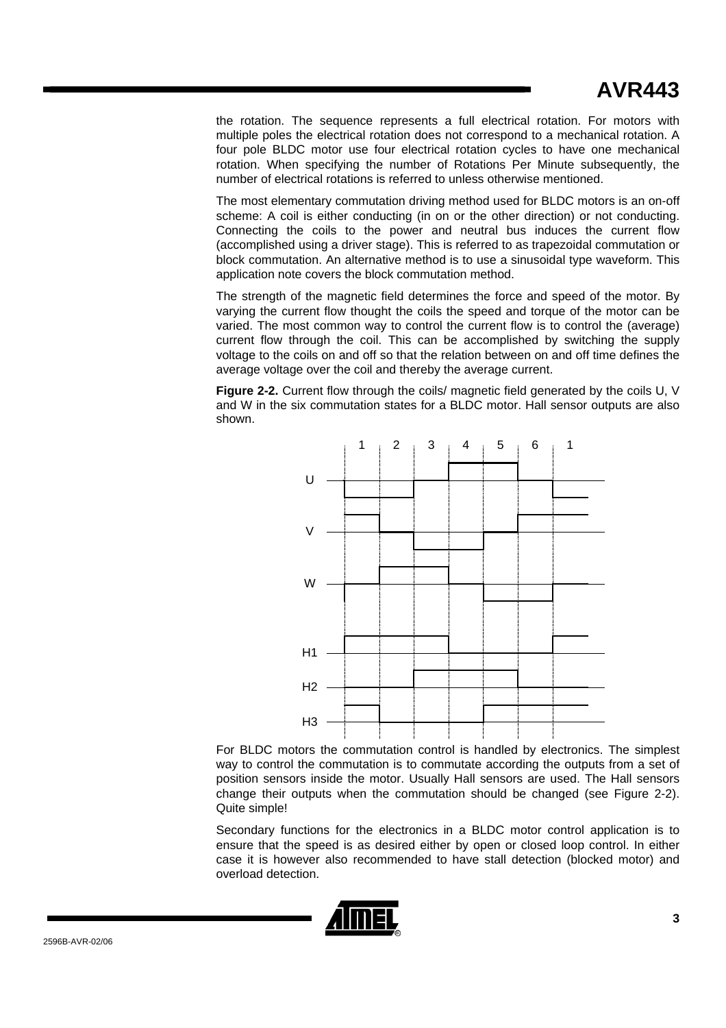the rotation. The sequence represents a full electrical rotation. For motors with multiple poles the electrical rotation does not correspond to a mechanical rotation. A four pole BLDC motor use four electrical rotation cycles to have one mechanical rotation. When specifying the number of Rotations Per Minute subsequently, the number of electrical rotations is referred to unless otherwise mentioned.

The most elementary commutation driving method used for BLDC motors is an on-off scheme: A coil is either conducting (in on or the other direction) or not conducting. Connecting the coils to the power and neutral bus induces the current flow (accomplished using a driver stage). This is referred to as trapezoidal commutation or block commutation. An alternative method is to use a sinusoidal type waveform. This application note covers the block commutation method.

The strength of the magnetic field determines the force and speed of the motor. By varying the current flow thought the coils the speed and torque of the motor can be varied. The most common way to control the current flow is to control the (average) current flow through the coil. This can be accomplished by switching the supply voltage to the coils on and off so that the relation between on and off time defines the average voltage over the coil and thereby the average current.

**Figure 2-2.** Current flow through the coils/ magnetic field generated by the coils U, V and W in the six commutation states for a BLDC motor. Hall sensor outputs are also shown.

For BLDC motors the commutation control is handled by electronics. The simplest way to control the commutation is to commutate according the outputs from a set of position sensors inside the motor. Usually Hall sensors are used. The Hall sensors change their outputs when the commutation should be changed (see Figure 2-2). Quite simple!

Secondary functions for the electronics in a BLDC motor control application is to ensure that the speed is as desired either by open or closed loop control. In either case it is however also recommended to have stall detection (blocked motor) and overload detection.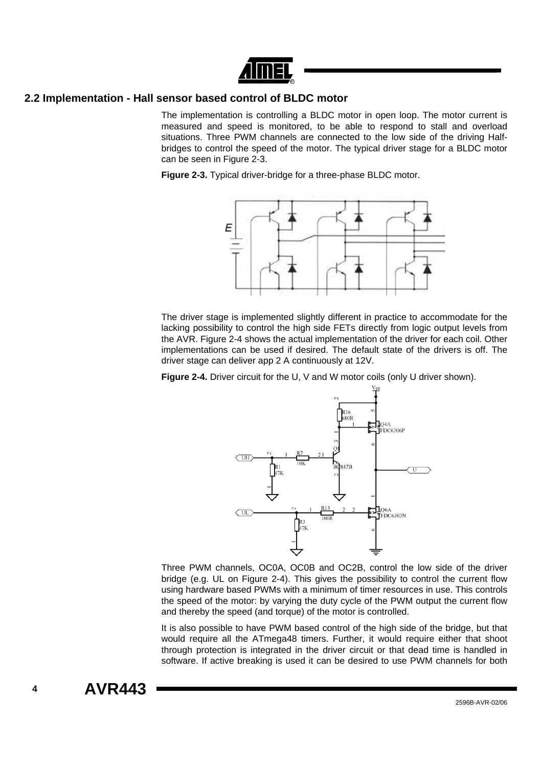## 2.2 Implementation - Hall sensor based control of BLDC motor

The implementation is controlling a BLDC motor in open loop. The motor current is measured and speed is monitored, to be able to respond to stall and overload situations. Three PWM channels are connected to the low side of the driving Half-bridges to control the speed of the motor. The typical driver stage for a BLDC motor can be seen in Figure 2-3.

**Figure 2-3.** Typical driver-bridge for a three-phase BLDC motor.

The driver stage is implemented slightly different in practice to accommodate for the lacking possibility to control the high side FETs directly from logic output levels from the AVR. Figure 2-4 shows the actual implementation of the driver for each coil. Other implementations can be used if desired. The default state of the drivers is off. The driver stage can deliver app 2 A continuously at 12V.

**Figure 2-4.** Driver circuit for the U, V and W motor coils (only U driver shown).

Three PWM channels, OC0A, OC0B and OC2B, control the low side of the driver bridge (e.g. UL on Figure 2-4). This gives the possibility to control the current flow using hardware based PWMs with a minimum of timer resources in use. This controls the speed of the motor: by varying the duty cycle of the PWM output the current flow and thereby the speed (and torque) of the motor is controlled.

It is also possible to have PWM based control of the high side of the bridge, but that would require all the ATmega48 timers. Further, it would require either that shoot through protection is integrated in the driver circuit or that dead time is handled in software. If active breaking is used it can be desired to use PWM channels for both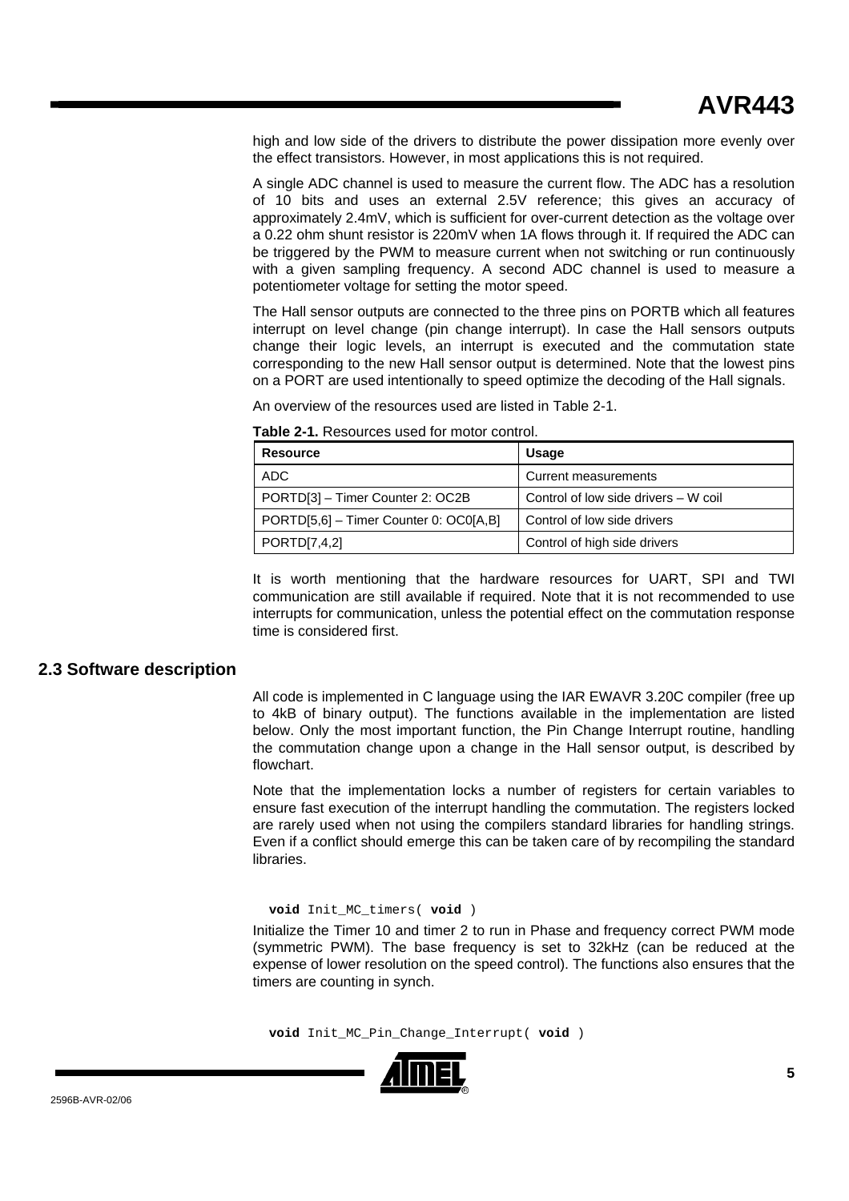high and low side of the drivers to distribute the power dissipation more evenly over the effect transistors. However, in most applications this is not required.

A single ADC channel is used to measure the current flow. The ADC has a resolution of 10 bits and uses an external 2.5V reference; this gives an accuracy of approximately 2.4mV, which is sufficient for over-current detection as the voltage over a 0.22 ohm shunt resistor is 220mV when 1A flows through it. If required the ADC can be triggered by the PWM to measure current when not switching or run continuously with a given sampling frequency. A second ADC channel is used to measure a potentiometer voltage for setting the motor speed.

The Hall sensor outputs are connected to the three pins on PORTB which all features interrupt on level change (pin change interrupt). In case the Hall sensors outputs change their logic levels, an interrupt is executed and the commutation state corresponding to the new Hall sensor output is determined. Note that the lowest pins on a PORT are used intentionally to speed optimize the decoding of the Hall signals.

An overview of the resources used are listed in Table 2-1.

**Table 2-1.** Resources used for motor control.

| Resource | Usage |
|---|---|
| ADC | Current measurements |
| PORTD[3] – Timer Counter 2: OC2B | Control of low side drivers – W coil |
| PORTD[5,6] – Timer Counter 0: OC0[A,B] | Control of low side drivers |
| PORTD[7,4,2] | Control of high side drivers |

It is worth mentioning that the hardware resources for UART, SPI and TWI communication are still available if required. Note that it is not recommended to use interrupts for communication, unless the potential effect on the commutation response time is considered first.

## 2.3 Software description

All code is implemented in C language using the IAR EWAVR 3.20C compiler (free up to 4kB of binary output). The functions available in the implementation are listed below. Only the most important function, the Pin Change Interrupt routine, handling the commutation change upon a change in the Hall sensor output, is described by flowchart.

Note that the implementation locks a number of registers for certain variables to ensure fast execution of the interrupt handling the commutation. The registers locked are rarely used when not using the compilers standard libraries for handling strings. Even if a conflict should emerge this can be taken care of by recompiling the standard libraries.

```
void Init_MC_timers( void )
```

Initialize the Timer 10 and timer 2 to run in Phase and frequency correct PWM mode (symmetric PWM). The base frequency is set to 32kHz (can be reduced at the expense of lower resolution on the speed control). The functions also ensures that the timers are counting in synch.

```
void Init_MC_Pin_Change_Interrupt( void )
```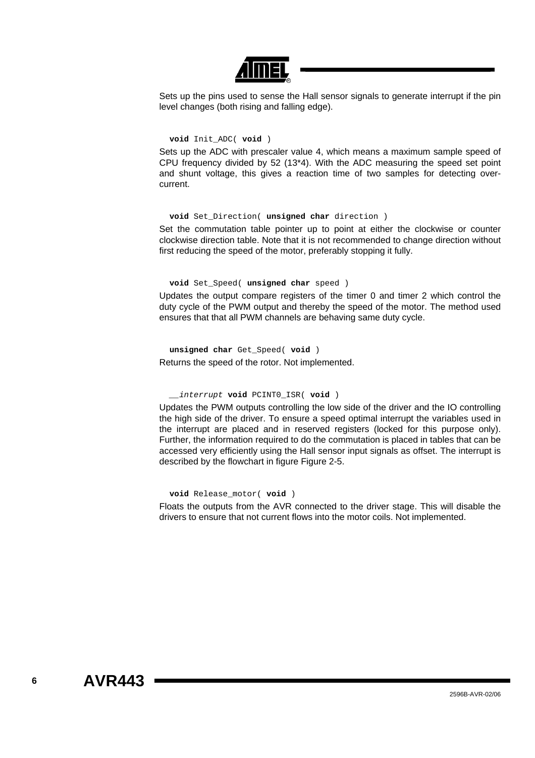Sets up the pins used to sense the Hall sensor signals to generate interrupt if the pin level changes (both rising and falling edge).

```
void Init_ADC( void )
```

Sets up the ADC with prescaler value 4, which means a maximum sample speed of CPU frequency divided by 52 (13*4). With the ADC measuring the speed set point and shunt voltage, this gives a reaction time of two samples for detecting over-current.

```
void Set_Direction( unsigned char direction )
```

Set the commutation table pointer up to point at either the clockwise or counter clockwise direction table. Note that it is not recommended to change direction without first reducing the speed of the motor, preferably stopping it fully.

```
void Set_Speed( unsigned char speed )
```

Updates the output compare registers of the timer 0 and timer 2 which control the duty cycle of the PWM output and thereby the speed of the motor. The method used ensures that that all PWM channels are behaving same duty cycle.

```
unsigned char Get_Speed( void )
```

Returns the speed of the rotor. Not implemented.

```
__interrupt void PCINT0_ISR( void )
```

Updates the PWM outputs controlling the low side of the driver and the IO controlling the high side of the driver. To ensure a speed optimal interrupt the variables used in the interrupt are placed and in reserved registers (locked for this purpose only). Further, the information required to do the commutation is placed in tables that can be accessed very efficiently using the Hall sensor input signals as offset. The interrupt is described by the flowchart in figure Figure 2-5.

```
void Release_motor( void )
```

Floats the outputs from the AVR connected to the driver stage. This will disable the drivers to ensure that not current flows into the motor coils. Not implemented.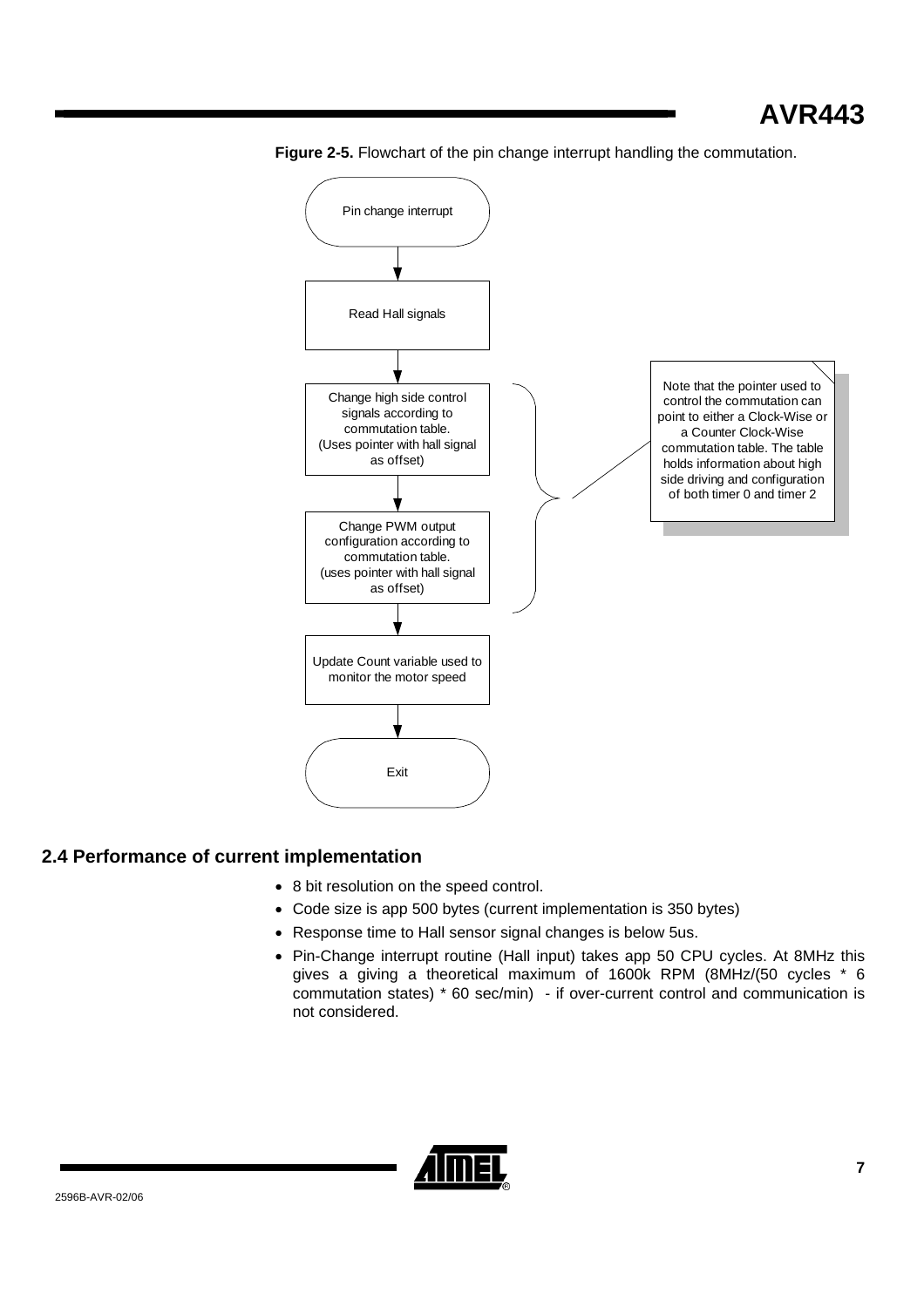**Figure 2-5.** Flowchart of the pin change interrupt handling the commutation.

Pin change interrupt

Read Hall signals

Change high side control signals according to commutation table. (Uses pointer with hall signal as offset)

Change PWM output configuration according to commutation table. (uses pointer with hall signal as offset)

Update Count variable used to monitor the motor speed

Exit

Note that the pointer used to control the commutation can point to either a Clock-Wise or a Counter Clock-Wise commutation table. The table holds information about high side driving and configuration of both timer 0 and timer 2

## 2.4 Performance of current implementation

- 8 bit resolution on the speed control.
- Code size is app 500 bytes (current implementation is 350 bytes)
- Response time to Hall sensor signal changes is below 5us.
- Pin-Change interrupt routine (Hall input) takes app 50 CPU cycles. At 8MHz this gives a giving a theoretical maximum of 1600k RPM (8MHz/(50 cycles * 6 commutation states) * 60 sec/min) - if over-current control and communication is not considered.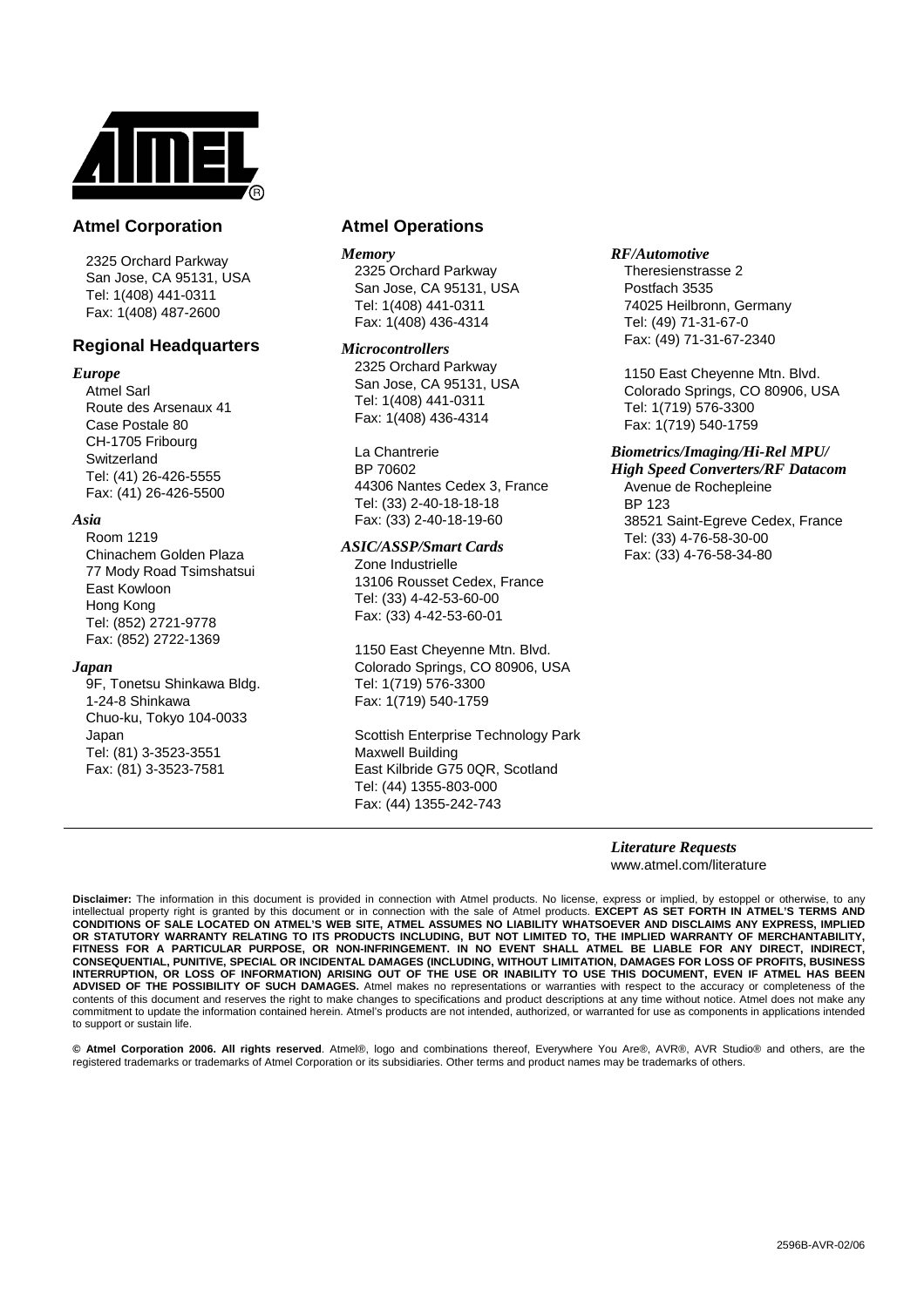## Atmel Corporation

2325 Orchard Parkway
San Jose, CA 95131, USA
Tel: 1(408) 441-0311
Fax: 1(408) 487-2600

## Regional Headquarters

*Europe*

Atmel Sarl
Route des Arsenaux 41
Case Postale 80
CH-1705 Fribourg
Switzerland
Tel: (41) 26-426-5555
Fax: (41) 26-426-5500

*Asia*

Room 1219
Chinachem Golden Plaza
77 Mody Road Tsimshatsui
East Kowloon
Hong Kong
Tel: (852) 2721-9778
Fax: (852) 2722-1369

*Japan*

9F, Tonetsu Shinkawa Bldg.
1-24-8 Shinkawa
Chuo-ku, Tokyo 104-0033
Japan
Tel: (81) 3-3523-3551
Fax: (81) 3-3523-7581

## Atmel Operations

*Memory*

2325 Orchard Parkway
San Jose, CA 95131, USA
Tel: 1(408) 441-0311
Fax: 1(408) 436-4314

*Microcontrollers*

2325 Orchard Parkway
San Jose, CA 95131, USA
Tel: 1(408) 441-0311
Fax: 1(408) 436-4314

La Chantrerie
BP 70602
44306 Nantes Cedex 3, France
Tel: (33) 2-40-18-18-18
Fax: (33) 2-40-18-19-60

*ASIC/ASSP/Smart Cards*

Zone Industrielle
13106 Rousset Cedex, France
Tel: (33) 4-42-53-60-00
Fax: (33) 4-42-53-60-01

1150 East Cheyenne Mtn. Blvd.
Colorado Springs, CO 80906, USA
Tel: 1(719) 576-3300
Fax: 1(719) 540-1759

Scottish Enterprise Technology Park
Maxwell Building
East Kilbride G75 0QR, Scotland
Tel: (44) 1355-803-000
Fax: (44) 1355-242-743

*RF/Automotive*

Theresienstrasse 2
Postfach 3535
74025 Heilbronn, Germany
Tel: (49) 71-31-67-0
Fax: (49) 71-31-67-2340

1150 East Cheyenne Mtn. Blvd.
Colorado Springs, CO 80906, USA
Tel: 1(719) 576-3300
Fax: 1(719) 540-1759

*Biometrics/Imaging/Hi-Rel MPU/ High Speed Converters/RF Datacom*

Avenue de Rochepleine
BP 123
38521 Saint-Egreve Cedex, France
Tel: (33) 4-76-58-30-00
Fax: (33) 4-76-58-34-80

---

*Literature Requests*
www.atmel.com/literature

**Disclaimer:** The information in this document is provided in connection with Atmel products. No license, express or implied, by estoppel or otherwise, to any intellectual property right is granted by this document or in connection with the sale of Atmel products. **EXCEPT AS SET FORTH IN ATMEL'S TERMS AND CONDITIONS OF SALE LOCATED ON ATMEL'S WEB SITE, ATMEL ASSUMES NO LIABILITY WHATSOEVER AND DISCLAIMS ANY EXPRESS, IMPLIED OR STATUTORY WARRANTY RELATING TO ITS PRODUCTS INCLUDING, BUT NOT LIMITED TO, THE IMPLIED WARRANTY OF MERCHANTABILITY, FITNESS FOR A PARTICULAR PURPOSE, OR NON-INFRINGEMENT. IN NO EVENT SHALL ATMEL BE LIABLE FOR ANY DIRECT, INDIRECT, CONSEQUENTIAL, PUNITIVE, SPECIAL OR INCIDENTAL DAMAGES (INCLUDING, WITHOUT LIMITATION, DAMAGES FOR LOSS OF PROFITS, BUSINESS INTERRUPTION, OR LOSS OF INFORMATION) ARISING OUT OF THE USE OR INABILITY TO USE THIS DOCUMENT, EVEN IF ATMEL HAS BEEN ADVISED OF THE POSSIBILITY OF SUCH DAMAGES.** Atmel makes no representations or warranties with respect to the accuracy or completeness of the contents of this document and reserves the right to make changes to specifications and product descriptions at any time without notice. Atmel does not make any commitment to update the information contained herein. Atmel's products are not intended, authorized, or warranted for use as components in applications intended to support or sustain life.

**© Atmel Corporation 2006. All rights reserved**. Atmel®, logo and combinations thereof, Everywhere You Are®, AVR®, AVR Studio® and others, are the registered trademarks or trademarks of Atmel Corporation or its subsidiaries. Other terms and product names may be trademarks of others.

2596B-AVR-02/06